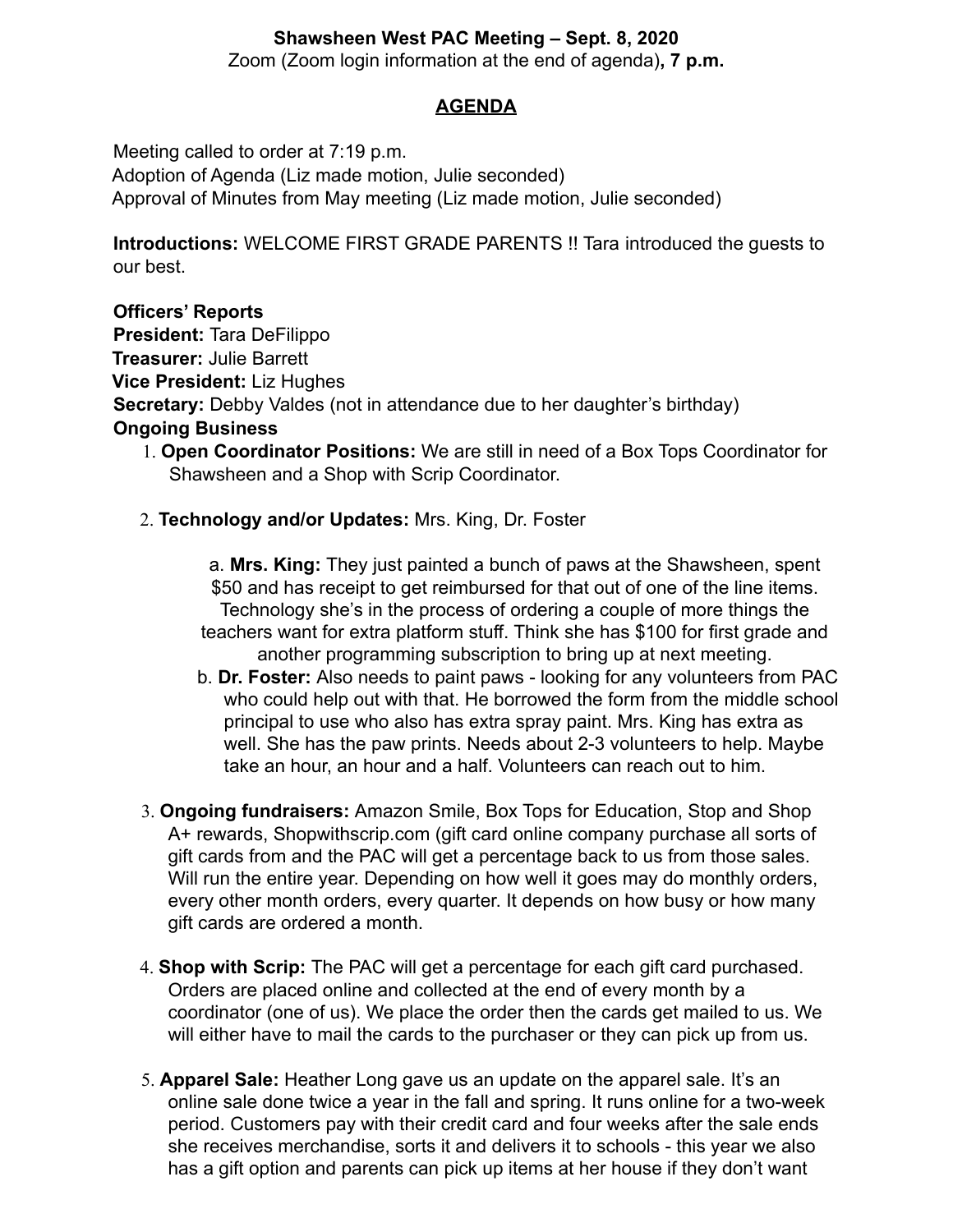**Shawsheen West PAC Meeting – Sept. 8, 2020**

Zoom (Zoom login information at the end of agenda)**, 7 p.m.**

## AGENDA

Meeting called to order at 7:19 p.m.
Adoption of Agenda (Liz made motion, Julie seconded)
Approval of Minutes from May meeting (Liz made motion, Julie seconded)

**Introductions:** WELCOME FIRST GRADE PARENTS !! Tara introduced the guests to our best.

**Officers' Reports**
**President:** Tara DeFilippo
**Treasurer:** Julie Barrett
**Vice President:** Liz Hughes
**Secretary:** Debby Valdes (not in attendance due to her daughter's birthday)

**Ongoing Business**

1. **Open Coordinator Positions:** We are still in need of a Box Tops Coordinator for Shawsheen and a Shop with Scrip Coordinator.

2. **Technology and/or Updates:** Mrs. King, Dr. Foster

    a. **Mrs. King:** They just painted a bunch of paws at the Shawsheen, spent $50 and has receipt to get reimbursed for that out of one of the line items. Technology she's in the process of ordering a couple of more things the teachers want for extra platform stuff. Think she has $100 for first grade and another programming subscription to bring up at next meeting.

    b. **Dr. Foster:** Also needs to paint paws - looking for any volunteers from PAC who could help out with that. He borrowed the form from the middle school principal to use who also has extra spray paint. Mrs. King has extra as well. She has the paw prints. Needs about 2-3 volunteers to help. Maybe take an hour, an hour and a half. Volunteers can reach out to him.

3. **Ongoing fundraisers:** Amazon Smile, Box Tops for Education, Stop and Shop A+ rewards, Shopwithscrip.com (gift card online company purchase all sorts of gift cards from and the PAC will get a percentage back to us from those sales. Will run the entire year. Depending on how well it goes may do monthly orders, every other month orders, every quarter. It depends on how busy or how many gift cards are ordered a month.

4. **Shop with Scrip:** The PAC will get a percentage for each gift card purchased. Orders are placed online and collected at the end of every month by a coordinator (one of us). We place the order then the cards get mailed to us. We will either have to mail the cards to the purchaser or they can pick up from us.

5. **Apparel Sale:** Heather Long gave us an update on the apparel sale. It's an online sale done twice a year in the fall and spring. It runs online for a two-week period. Customers pay with their credit card and four weeks after the sale ends she receives merchandise, sorts it and delivers it to schools - this year we also has a gift option and parents can pick up items at her house if they don't want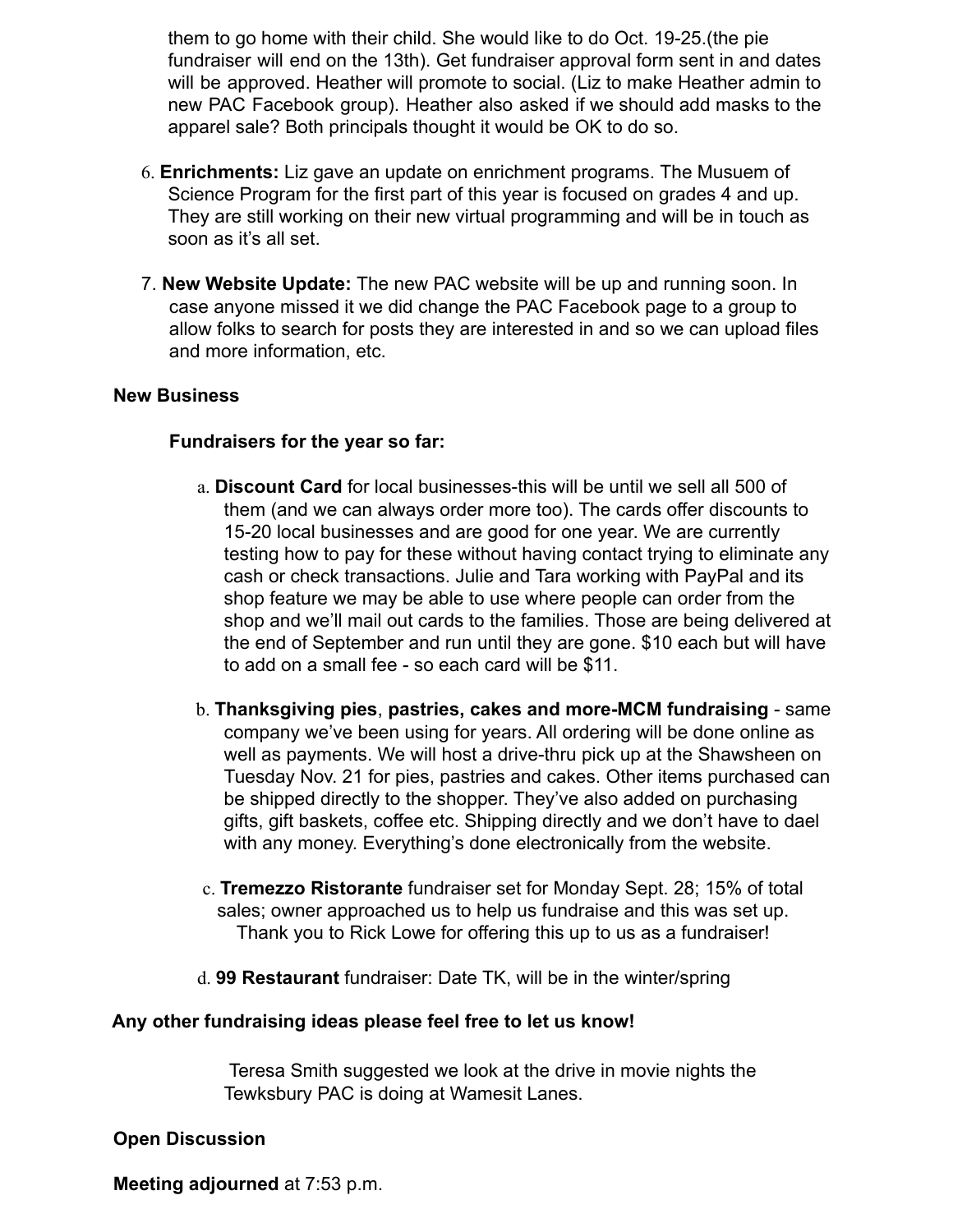them to go home with their child. She would like to do Oct. 19-25.(the pie fundraiser will end on the 13th). Get fundraiser approval form sent in and dates will be approved. Heather will promote to social. (Liz to make Heather admin to new PAC Facebook group). Heather also asked if we should add masks to the apparel sale? Both principals thought it would be OK to do so.

6. **Enrichments:** Liz gave an update on enrichment programs. The Musuem of Science Program for the first part of this year is focused on grades 4 and up. They are still working on their new virtual programming and will be in touch as soon as it's all set.

7. **New Website Update:** The new PAC website will be up and running soon. In case anyone missed it we did change the PAC Facebook page to a group to allow folks to search for posts they are interested in and so we can upload files and more information, etc.

**New Business**

**Fundraisers for the year so far:**

a. **Discount Card** for local businesses-this will be until we sell all 500 of them (and we can always order more too). The cards offer discounts to 15-20 local businesses and are good for one year. We are currently testing how to pay for these without having contact trying to eliminate any cash or check transactions. Julie and Tara working with PayPal and its shop feature we may be able to use where people can order from the shop and we'll mail out cards to the families. Those are being delivered at the end of September and run until they are gone. $10 each but will have to add on a small fee - so each card will be $11.

b. **Thanksgiving pies**, **pastries, cakes and more-MCM fundraising** - same company we've been using for years. All ordering will be done online as well as payments. We will host a drive-thru pick up at the Shawsheen on Tuesday Nov. 21 for pies, pastries and cakes. Other items purchased can be shipped directly to the shopper. They've also added on purchasing gifts, gift baskets, coffee etc. Shipping directly and we don't have to dael with any money. Everything's done electronically from the website.

c. **Tremezzo Ristorante** fundraiser set for Monday Sept. 28; 15% of total sales; owner approached us to help us fundraise and this was set up. Thank you to Rick Lowe for offering this up to us as a fundraiser!

d. **99 Restaurant** fundraiser: Date TK, will be in the winter/spring

**Any other fundraising ideas please feel free to let us know!**

Teresa Smith suggested we look at the drive in movie nights the Tewksbury PAC is doing at Wamesit Lanes.

**Open Discussion**

**Meeting adjourned** at 7:53 p.m.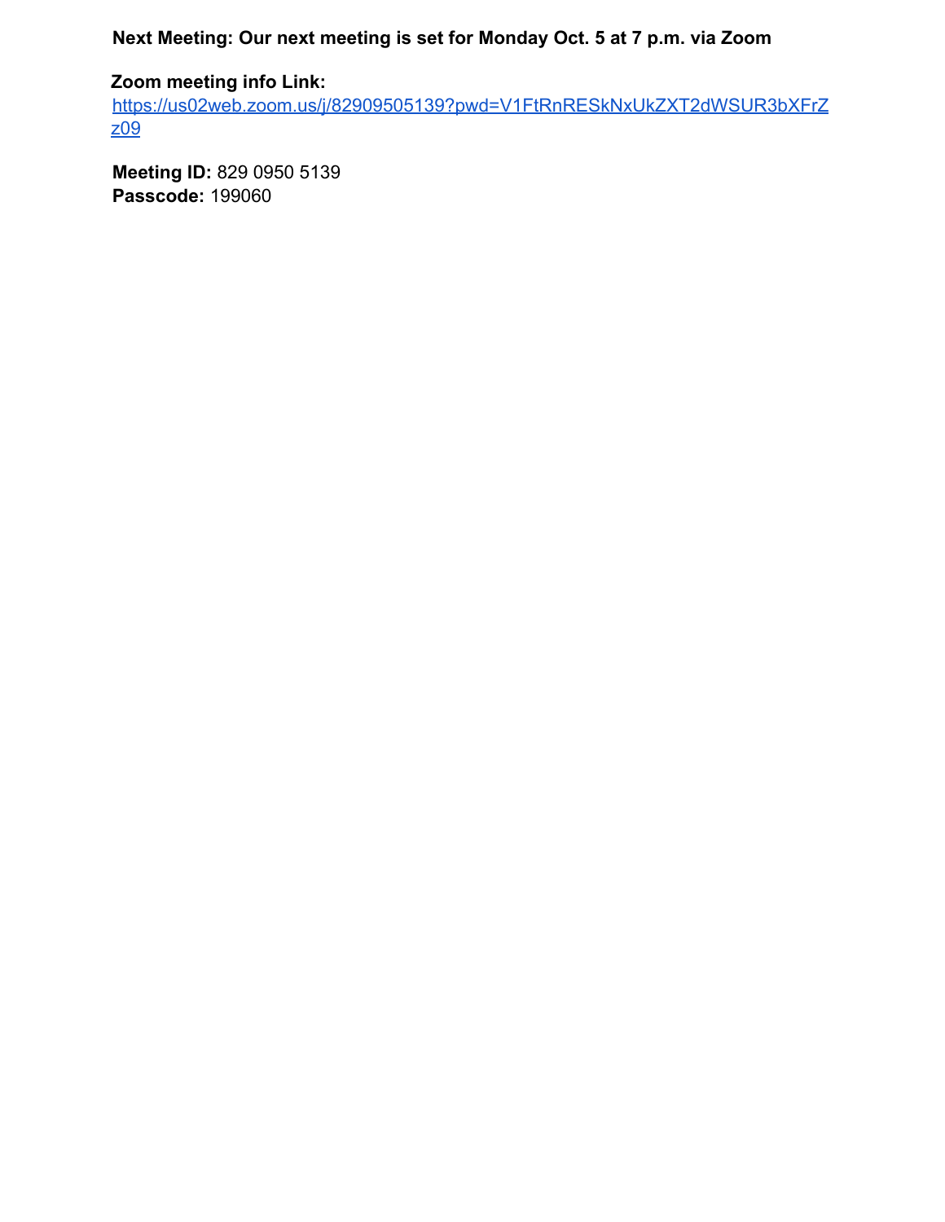**Next Meeting: Our next meeting is set for Monday Oct. 5 at 7 p.m. via Zoom**

**Zoom meeting info Link:**
https://us02web.zoom.us/j/82909505139?pwd=V1FtRnRESkNxUkZXT2dWSUR3bXFrZz09

**Meeting ID:** 829 0950 5139
**Passcode:** 199060